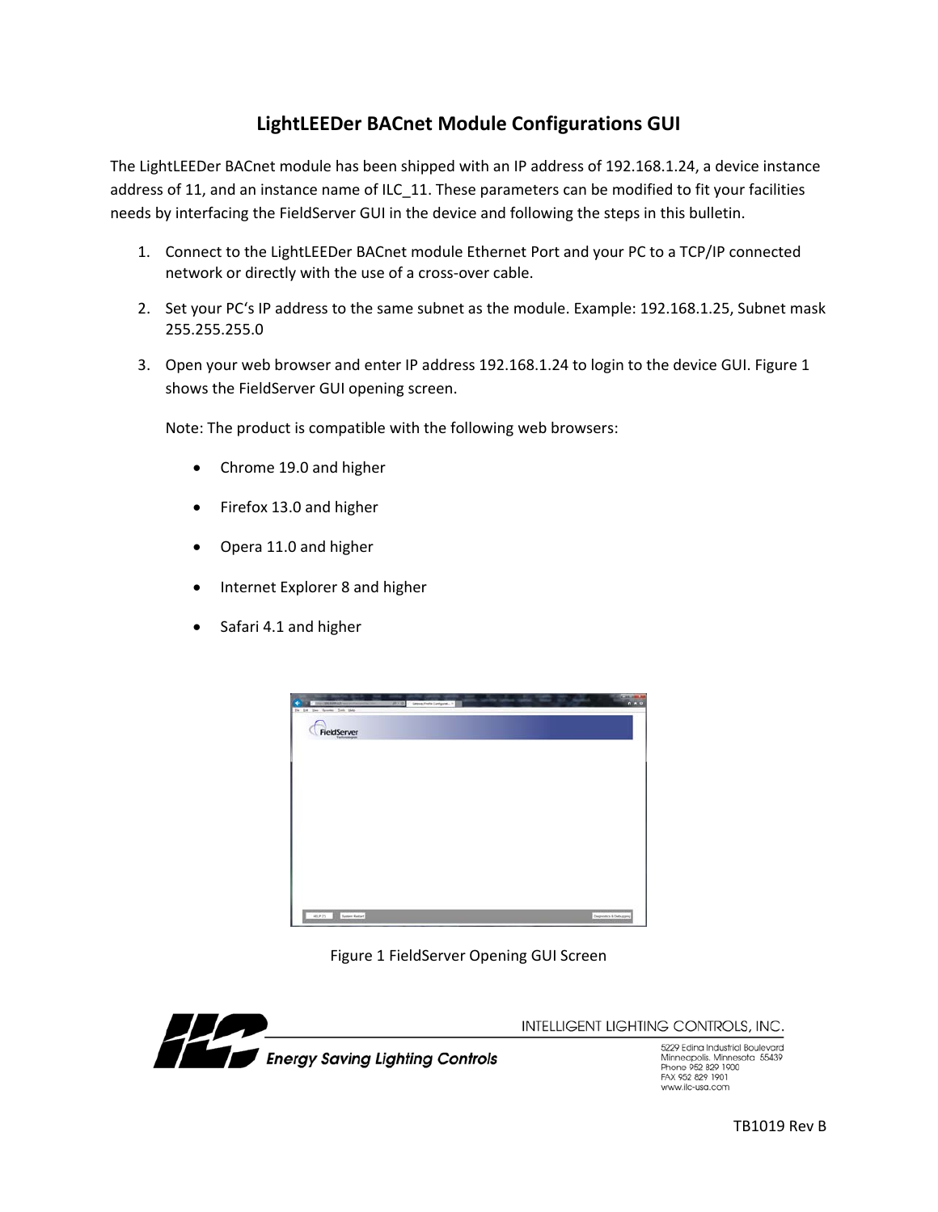# LightLEEDer BACnet Module Configurations GUI

The LightLEEDer BACnet module has been shipped with an IP address of 192.168.1.24, a device instance address of 11, and an instance name of ILC_11. These parameters can be modified to fit your facilities needs by interfacing the FieldServer GUI in the device and following the steps in this bulletin.

1. Connect to the LightLEEDer BACnet module Ethernet Port and your PC to a TCP/IP connected network or directly with the use of a cross-over cable.
2. Set your PC's IP address to the same subnet as the module. Example: 192.168.1.25, Subnet mask 255.255.255.0
3. Open your web browser and enter IP address 192.168.1.24 to login to the device GUI. Figure 1 shows the FieldServer GUI opening screen.

   Note: The product is compatible with the following web browsers:

   - Chrome 19.0 and higher
   - Firefox 13.0 and higher
   - Opera 11.0 and higher
   - Internet Explorer 8 and higher
   - Safari 4.1 and higher

Figure 1 FieldServer Opening GUI Screen

INTELLIGENT LIGHTING CONTROLS, INC.

*Energy Saving Lighting Controls*

5229 Edina Industrial Boulevard
Minneapolis, Minnesota 55439
Phone 952 829 1900
FAX 952 829 1901
www.ilc-usa.com

TB1019 Rev B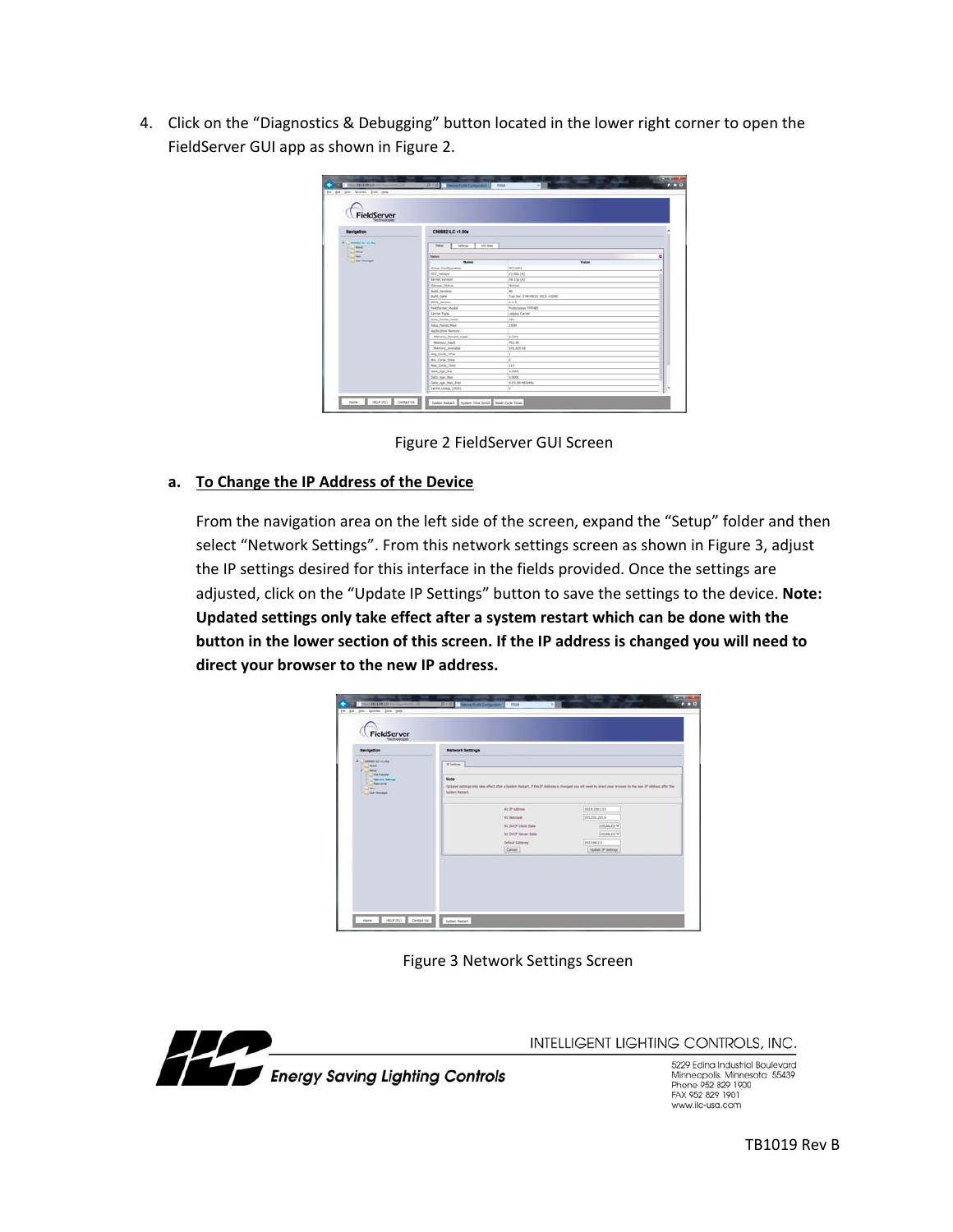4. Click on the “Diagnostics & Debugging” button located in the lower right corner to open the FieldServer GUI app as shown in Figure 2.

Figure 2 FieldServer GUI Screen

**a. To Change the IP Address of the Device**

From the navigation area on the left side of the screen, expand the “Setup” folder and then select “Network Settings”. From this network settings screen as shown in Figure 3, adjust the IP settings desired for this interface in the fields provided. Once the settings are adjusted, click on the “Update IP Settings” button to save the settings to the device. **Note: Updated settings only take effect after a system restart which can be done with the button in the lower section of this screen. If the IP address is changed you will need to direct your browser to the new IP address.**

Figure 3 Network Settings Screen

TB1019 Rev B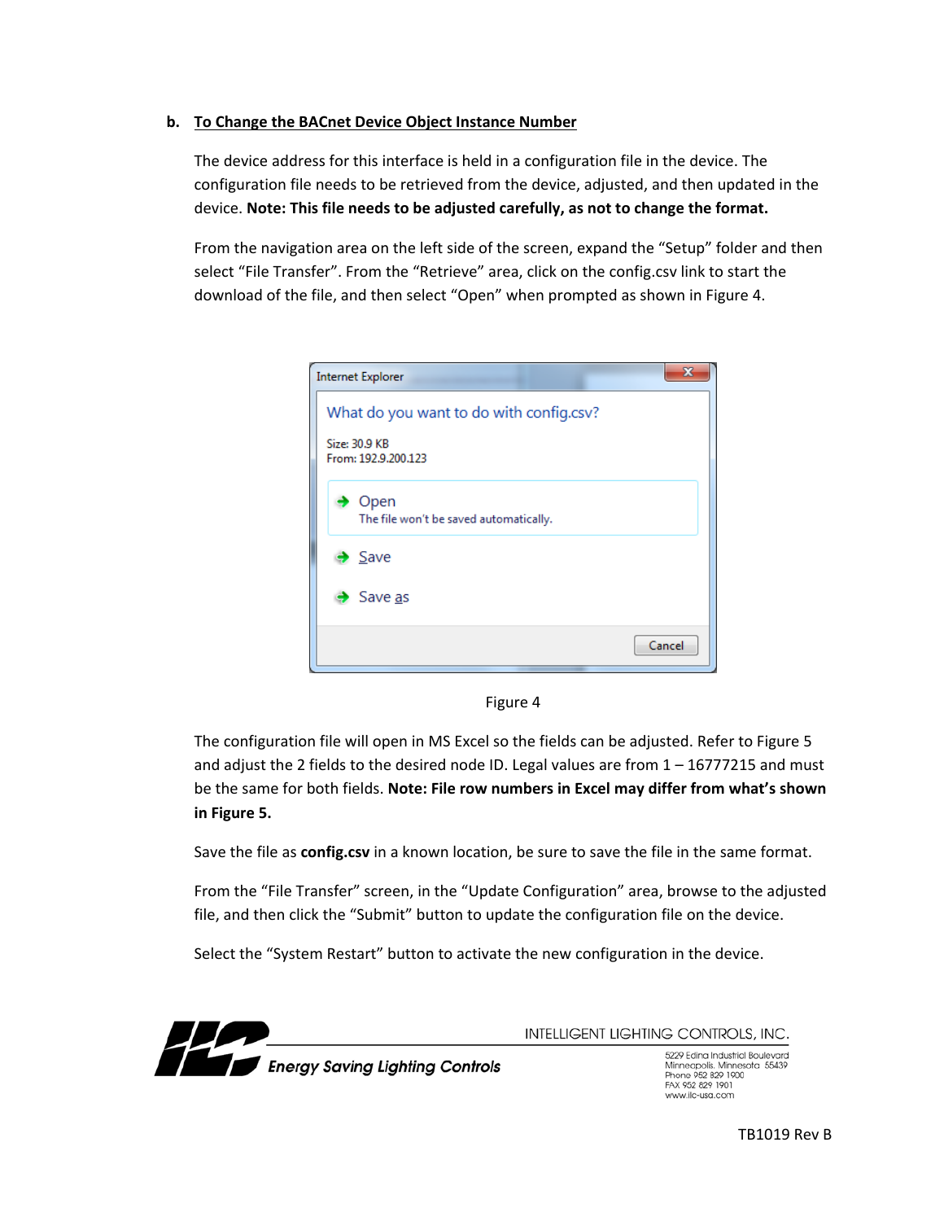**b. To Change the BACnet Device Object Instance Number**

The device address for this interface is held in a configuration file in the device. The configuration file needs to be retrieved from the device, adjusted, and then updated in the device. **Note: This file needs to be adjusted carefully, as not to change the format.**

From the navigation area on the left side of the screen, expand the "Setup" folder and then select "File Transfer". From the "Retrieve" area, click on the config.csv link to start the download of the file, and then select "Open" when prompted as shown in Figure 4.

Internet Explorer

What do you want to do with config.csv?

Size: 30.9 KB
From: 192.9.200.123

Open
The file won't be saved automatically.

Save

Save as

Cancel

Figure 4

The configuration file will open in MS Excel so the fields can be adjusted. Refer to Figure 5 and adjust the 2 fields to the desired node ID. Legal values are from 1 – 16777215 and must be the same for both fields. **Note: File row numbers in Excel may differ from what's shown in Figure 5.**

Save the file as **config.csv** in a known location, be sure to save the file in the same format.

From the "File Transfer" screen, in the "Update Configuration" area, browse to the adjusted file, and then click the "Submit" button to update the configuration file on the device.

Select the "System Restart" button to activate the new configuration in the device.

INTELLIGENT LIGHTING CONTROLS, INC.

*Energy Saving Lighting Controls*

5229 Edina Industrial Boulevard
Minneapolis, Minnesota 55439
Phone 952 829 1900
FAX 952 829 1901
www.ilc-usa.com

TB1019 Rev B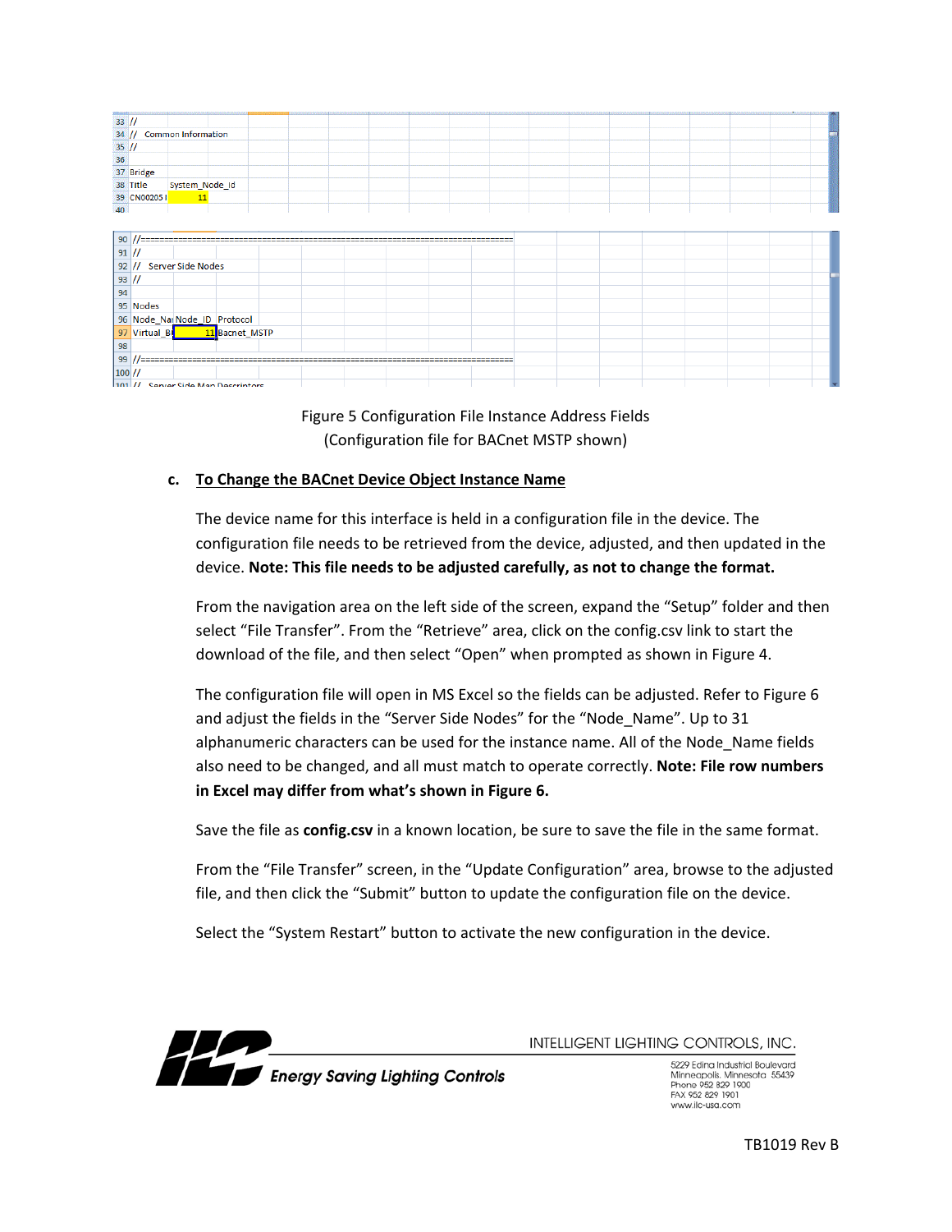| | | | |
|---|---|---|---|
| 33 | // | | |
| 34 | // Common Information | | |
| 35 | // | | |
| 36 | | | |
| 37 | Bridge | | |
| 38 | Title | System_Node_Id | |
| 39 | CN00205 I | 11 | |
| 40 | | | |

| | | | |
|---|---|---|---|
| 90 | //============================================================ | | |
| 91 | // | | |
| 92 | // Server Side Nodes | | |
| 93 | // | | |
| 94 | | | |
| 95 | Nodes | | |
| 96 | Node_Na | Node_ID | Protocol |
| 97 | Virtual_B | 11 | Bacnet_MSTP |
| 98 | | | |
| 99 | //============================================================ | | |
| 100 | // | | |
| 101 | // Server Side Map Descriptors | | |

Figure 5 Configuration File Instance Address Fields
(Configuration file for BACnet MSTP shown)

**c. To Change the BACnet Device Object Instance Name**

The device name for this interface is held in a configuration file in the device. The configuration file needs to be retrieved from the device, adjusted, and then updated in the device. **Note: This file needs to be adjusted carefully, as not to change the format.**

From the navigation area on the left side of the screen, expand the "Setup" folder and then select "File Transfer". From the "Retrieve" area, click on the config.csv link to start the download of the file, and then select "Open" when prompted as shown in Figure 4.

The configuration file will open in MS Excel so the fields can be adjusted. Refer to Figure 6 and adjust the fields in the "Server Side Nodes" for the "Node_Name". Up to 31 alphanumeric characters can be used for the instance name. All of the Node_Name fields also need to be changed, and all must match to operate correctly. **Note: File row numbers in Excel may differ from what's shown in Figure 6.**

Save the file as **config.csv** in a known location, be sure to save the file in the same format.

From the "File Transfer" screen, in the "Update Configuration" area, browse to the adjusted file, and then click the "Submit" button to update the configuration file on the device.

Select the "System Restart" button to activate the new configuration in the device.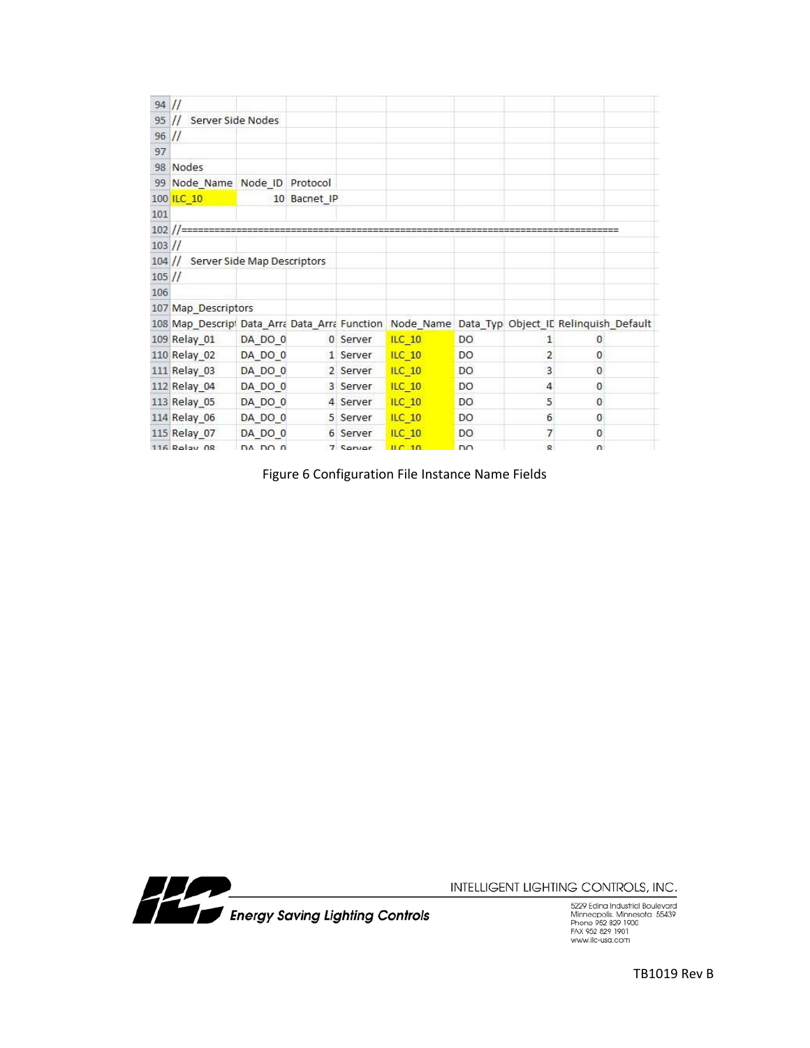| | | | | | | | | |
|---|---|---|---|---|---|---|---|---|
| 94 | // | | | | | | | |
| 95 | // Server Side Nodes | | | | | | | |
| 96 | // | | | | | | | |
| 97 | | | | | | | | |
| 98 | Nodes | | | | | | | |
| 99 | Node_Name | Node_ID | Protocol | | | | | |
| 100 | ILC_10 | 10 | Bacnet_IP | | | | | |
| 101 | | | | | | | | |
| 102 | //================================================================================ | | | | | | | |
| 103 | // | | | | | | | |
| 104 | // Server Side Map Descriptors | | | | | | | |
| 105 | // | | | | | | | |
| 106 | | | | | | | | |
| 107 | Map_Descriptors | | | | | | | |
| 108 | Map_Descript | Data_Arra | Data_Arra | Function | Node_Name | Data_Typ | Object_ID | Relinquish_Default |
| 109 | Relay_01 | DA_DO_0 | 0 | Server | ILC_10 | DO | 1 | 0 |
| 110 | Relay_02 | DA_DO_0 | 1 | Server | ILC_10 | DO | 2 | 0 |
| 111 | Relay_03 | DA_DO_0 | 2 | Server | ILC_10 | DO | 3 | 0 |
| 112 | Relay_04 | DA_DO_0 | 3 | Server | ILC_10 | DO | 4 | 0 |
| 113 | Relay_05 | DA_DO_0 | 4 | Server | ILC_10 | DO | 5 | 0 |
| 114 | Relay_06 | DA_DO_0 | 5 | Server | ILC_10 | DO | 6 | 0 |
| 115 | Relay_07 | DA_DO_0 | 6 | Server | ILC_10 | DO | 7 | 0 |
| 116 | Relay_08 | DA_DO_0 | 7 | Server | ILC_10 | DO | 8 | 0 |

Figure 6 Configuration File Instance Name Fields

*Energy Saving Lighting Controls*

INTELLIGENT LIGHTING CONTROLS, INC.

5229 Edina Industrial Boulevard
Minneapolis, Minnesota 55439
Phone 952 829 1900
FAX 952 829 1901
www.ilc-usa.com

TB1019 Rev B